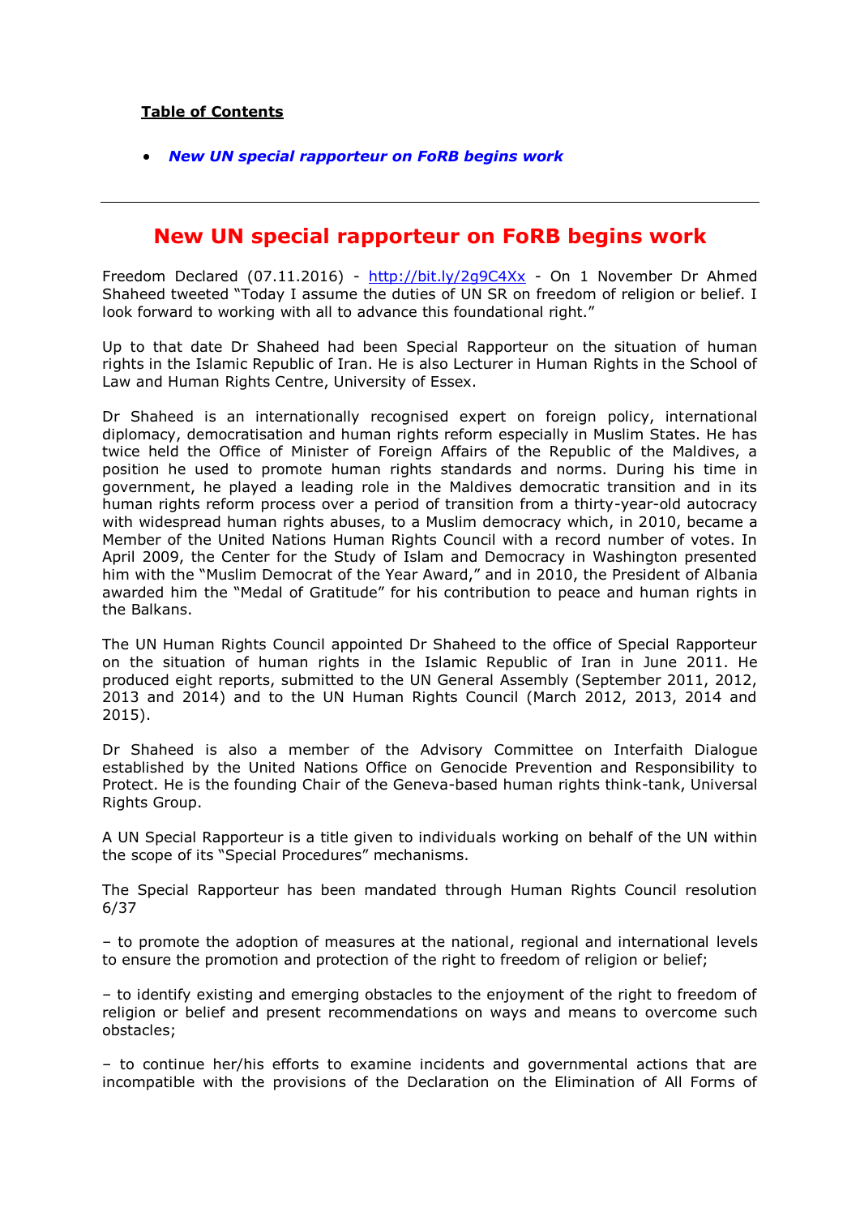**Table of Contents**

- ***New UN special rapporteur on FoRB begins work***

---

# New UN special rapporteur on FoRB begins work

Freedom Declared (07.11.2016) - http://bit.ly/2g9C4Xx - On 1 November Dr Ahmed Shaheed tweeted "Today I assume the duties of UN SR on freedom of religion or belief. I look forward to working with all to advance this foundational right."

Up to that date Dr Shaheed had been Special Rapporteur on the situation of human rights in the Islamic Republic of Iran. He is also Lecturer in Human Rights in the School of Law and Human Rights Centre, University of Essex.

Dr Shaheed is an internationally recognised expert on foreign policy, international diplomacy, democratisation and human rights reform especially in Muslim States. He has twice held the Office of Minister of Foreign Affairs of the Republic of the Maldives, a position he used to promote human rights standards and norms. During his time in government, he played a leading role in the Maldives democratic transition and in its human rights reform process over a period of transition from a thirty-year-old autocracy with widespread human rights abuses, to a Muslim democracy which, in 2010, became a Member of the United Nations Human Rights Council with a record number of votes. In April 2009, the Center for the Study of Islam and Democracy in Washington presented him with the "Muslim Democrat of the Year Award," and in 2010, the President of Albania awarded him the "Medal of Gratitude" for his contribution to peace and human rights in the Balkans.

The UN Human Rights Council appointed Dr Shaheed to the office of Special Rapporteur on the situation of human rights in the Islamic Republic of Iran in June 2011. He produced eight reports, submitted to the UN General Assembly (September 2011, 2012, 2013 and 2014) and to the UN Human Rights Council (March 2012, 2013, 2014 and 2015).

Dr Shaheed is also a member of the Advisory Committee on Interfaith Dialogue established by the United Nations Office on Genocide Prevention and Responsibility to Protect. He is the founding Chair of the Geneva-based human rights think-tank, Universal Rights Group.

A UN Special Rapporteur is a title given to individuals working on behalf of the UN within the scope of its "Special Procedures" mechanisms.

The Special Rapporteur has been mandated through Human Rights Council resolution 6/37

– to promote the adoption of measures at the national, regional and international levels to ensure the promotion and protection of the right to freedom of religion or belief;

– to identify existing and emerging obstacles to the enjoyment of the right to freedom of religion or belief and present recommendations on ways and means to overcome such obstacles;

– to continue her/his efforts to examine incidents and governmental actions that are incompatible with the provisions of the Declaration on the Elimination of All Forms of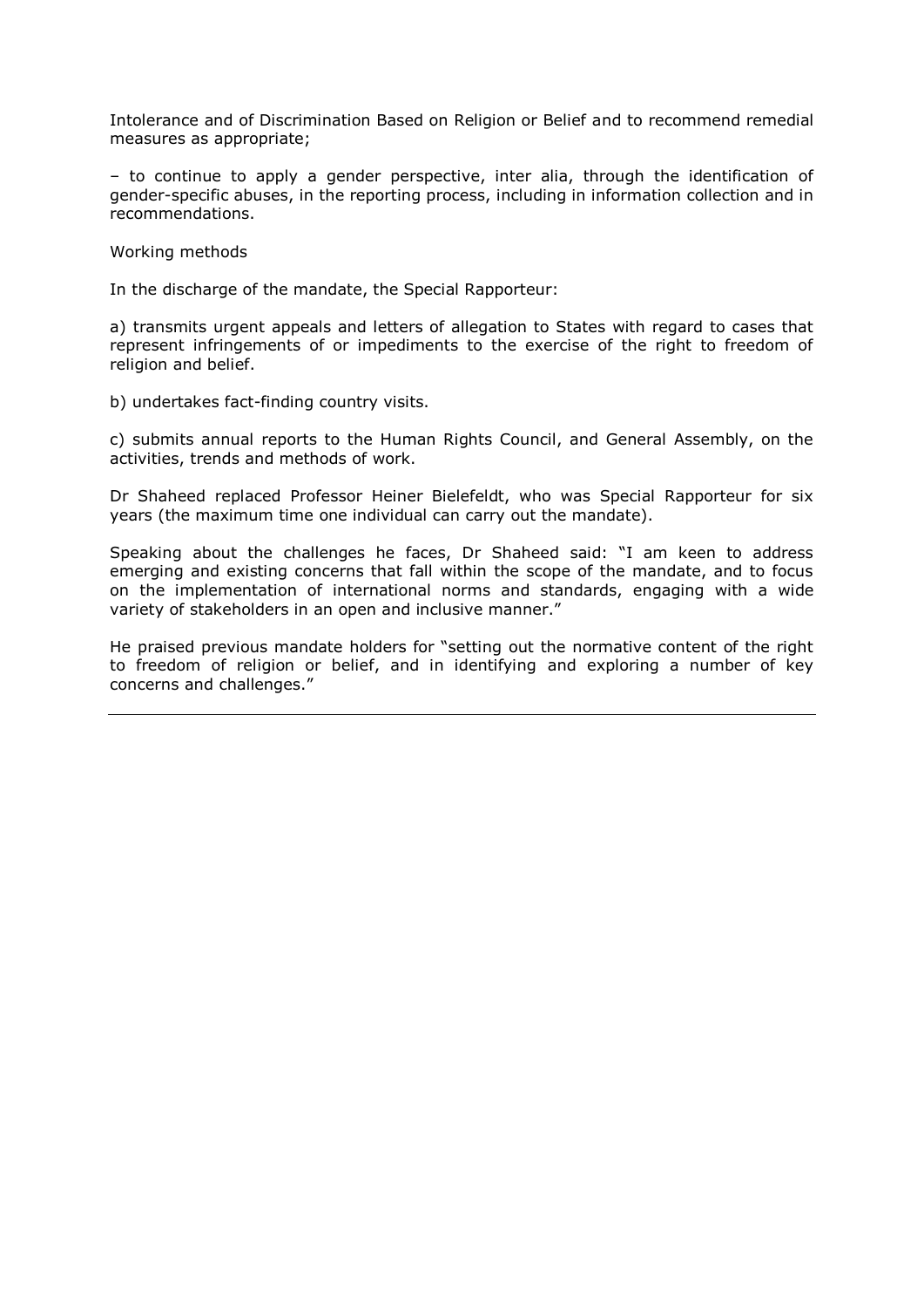Intolerance and of Discrimination Based on Religion or Belief and to recommend remedial measures as appropriate;

– to continue to apply a gender perspective, inter alia, through the identification of gender-specific abuses, in the reporting process, including in information collection and in recommendations.

Working methods

In the discharge of the mandate, the Special Rapporteur:

a) transmits urgent appeals and letters of allegation to States with regard to cases that represent infringements of or impediments to the exercise of the right to freedom of religion and belief.

b) undertakes fact-finding country visits.

c) submits annual reports to the Human Rights Council, and General Assembly, on the activities, trends and methods of work.

Dr Shaheed replaced Professor Heiner Bielefeldt, who was Special Rapporteur for six years (the maximum time one individual can carry out the mandate).

Speaking about the challenges he faces, Dr Shaheed said: "I am keen to address emerging and existing concerns that fall within the scope of the mandate, and to focus on the implementation of international norms and standards, engaging with a wide variety of stakeholders in an open and inclusive manner."

He praised previous mandate holders for "setting out the normative content of the right to freedom of religion or belief, and in identifying and exploring a number of key concerns and challenges."

---